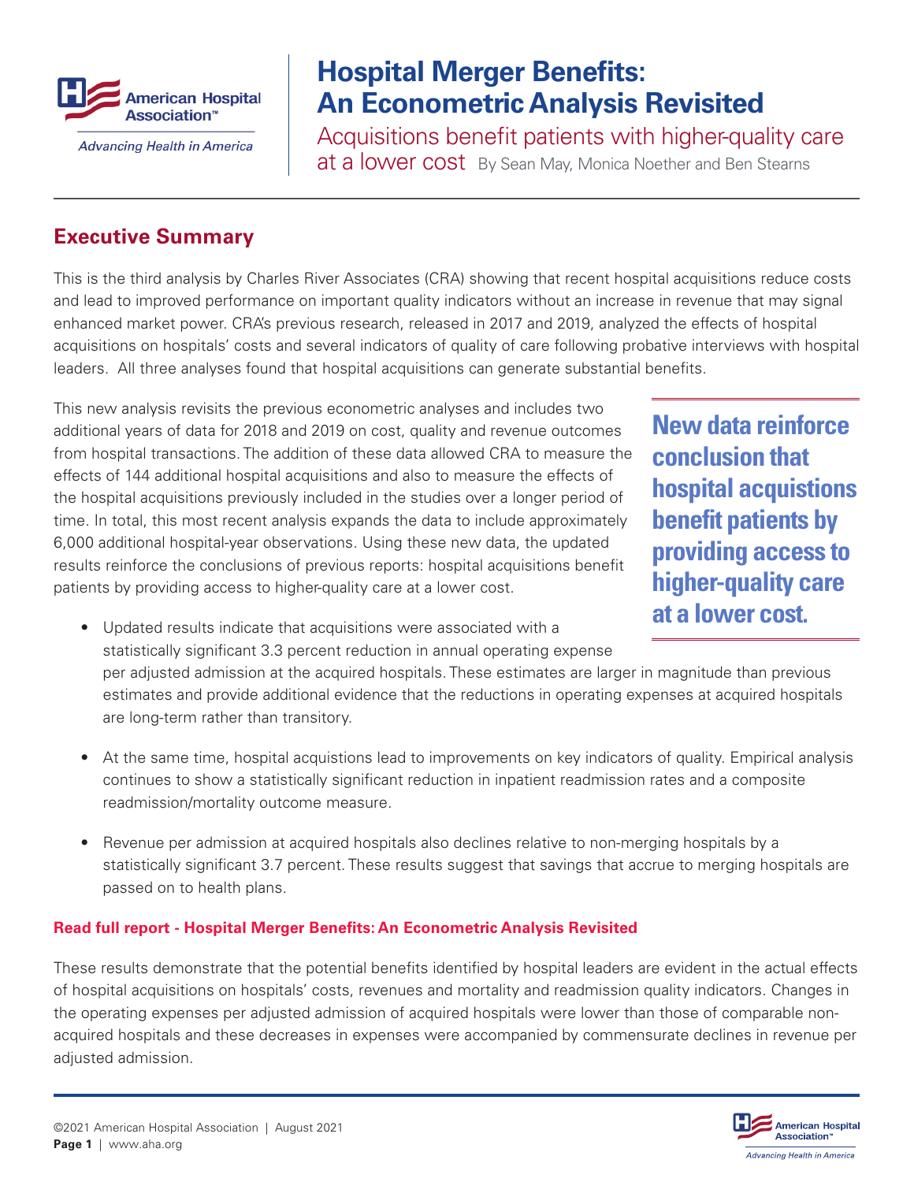# Hospital Merger Benefits: An Econometric Analysis Revisited

## Acquisitions benefit patients with higher-quality care at a lower cost

By Sean May, Monica Noether and Ben Stearns

## Executive Summary

This is the third analysis by Charles River Associates (CRA) showing that recent hospital acquisitions reduce costs and lead to improved performance on important quality indicators without an increase in revenue that may signal enhanced market power. CRA's previous research, released in 2017 and 2019, analyzed the effects of hospital acquisitions on hospitals' costs and several indicators of quality of care following probative interviews with hospital leaders. All three analyses found that hospital acquisitions can generate substantial benefits.

This new analysis revisits the previous econometric analyses and includes two additional years of data for 2018 and 2019 on cost, quality and revenue outcomes from hospital transactions. The addition of these data allowed CRA to measure the effects of 144 additional hospital acquisitions and also to measure the effects of the hospital acquisitions previously included in the studies over a longer period of time. In total, this most recent analysis expands the data to include approximately 6,000 additional hospital-year observations. Using these new data, the updated results reinforce the conclusions of previous reports: hospital acquisitions benefit patients by providing access to higher-quality care at a lower cost.

**New data reinforce conclusion that hospital acquistions benefit patients by providing access to higher-quality care at a lower cost.**

- Updated results indicate that acquisitions were associated with a statistically significant 3.3 percent reduction in annual operating expense per adjusted admission at the acquired hospitals. These estimates are larger in magnitude than previous estimates and provide additional evidence that the reductions in operating expenses at acquired hospitals are long-term rather than transitory.
- At the same time, hospital acquistions lead to improvements on key indicators of quality. Empirical analysis continues to show a statistically significant reduction in inpatient readmission rates and a composite readmission/mortality outcome measure.
- Revenue per admission at acquired hospitals also declines relative to non-merging hospitals by a statistically significant 3.7 percent. These results suggest that savings that accrue to merging hospitals are passed on to health plans.

**Read full report - Hospital Merger Benefits: An Econometric Analysis Revisited**

These results demonstrate that the potential benefits identified by hospital leaders are evident in the actual effects of hospital acquisitions on hospitals' costs, revenues and mortality and readmission quality indicators. Changes in the operating expenses per adjusted admission of acquired hospitals were lower than those of comparable non-acquired hospitals and these decreases in expenses were accompanied by commensurate declines in revenue per adjusted admission.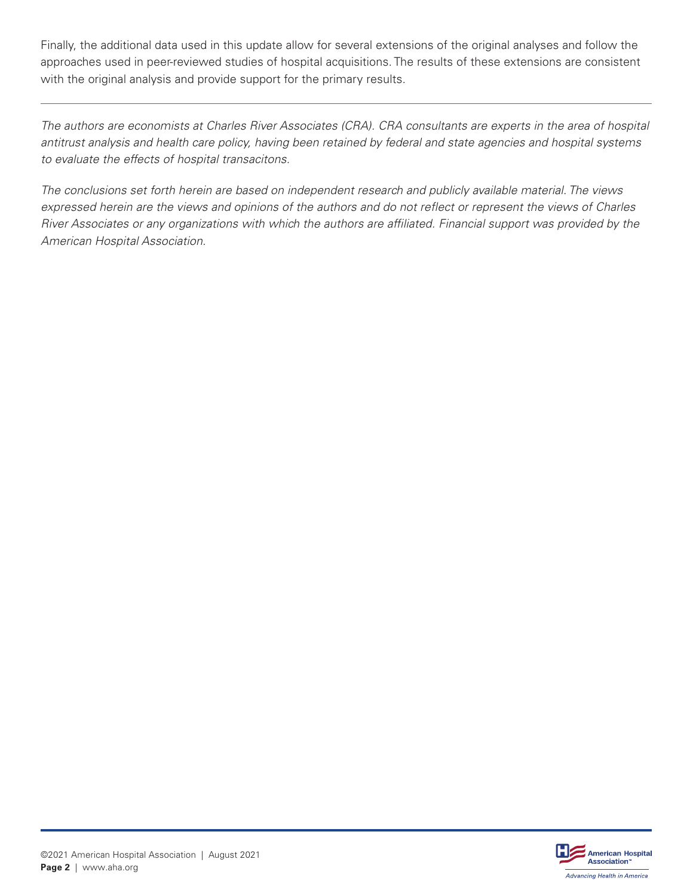Finally, the additional data used in this update allow for several extensions of the original analyses and follow the approaches used in peer-reviewed studies of hospital acquisitions. The results of these extensions are consistent with the original analysis and provide support for the primary results.

---

*The authors are economists at Charles River Associates (CRA). CRA consultants are experts in the area of hospital antitrust analysis and health care policy, having been retained by federal and state agencies and hospital systems to evaluate the effects of hospital transacitons.*

*The conclusions set forth herein are based on independent research and publicly available material. The views expressed herein are the views and opinions of the authors and do not reflect or represent the views of Charles River Associates or any organizations with which the authors are affiliated. Financial support was provided by the American Hospital Association.*